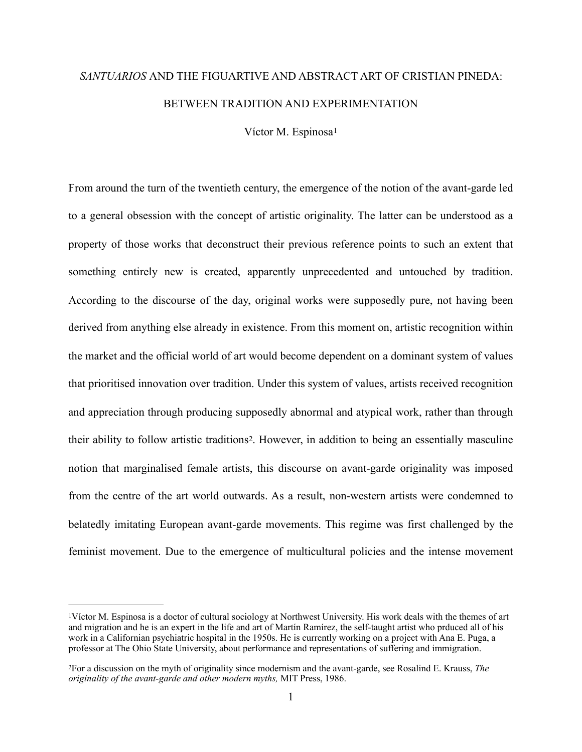# *SANTUARIOS* AND THE FIGUARTIVE AND ABSTRACT ART OF CRISTIAN PINEDA: BETWEEN TRADITION AND EXPERIMENTATION

Víctor M. Espinosa[1]

From around the turn of the twentieth century, the emergence of the notion of the avant-garde led to a general obsession with the concept of artistic originality. The latter can be understood as a property of those works that deconstruct their previous reference points to such an extent that something entirely new is created, apparently unprecedented and untouched by tradition. According to the discourse of the day, original works were supposedly pure, not having been derived from anything else already in existence. From this moment on, artistic recognition within the market and the official world of art would become dependent on a dominant system of values that prioritised innovation over tradition. Under this system of values, artists received recognition and appreciation through producing supposedly abnormal and atypical work, rather than through their ability to follow artistic traditions[2]. However, in addition to being an essentially masculine notion that marginalised female artists, this discourse on avant-garde originality was imposed from the centre of the art world outwards. As a result, non-western artists were condemned to belatedly imitating European avant-garde movements. This regime was first challenged by the feminist movement. Due to the emergence of multicultural policies and the intense movement

---

[1]Víctor M. Espinosa is a doctor of cultural sociology at Northwest University. His work deals with the themes of art and migration and he is an expert in the life and art of Martín Ramírez, the self-taught artist who prduced all of his work in a Californian psychiatric hospital in the 1950s. He is currently working on a project with Ana E. Puga, a professor at The Ohio State University, about performance and representations of suffering and immigration.

[2]For a discussion on the myth of originality since modernism and the avant-garde, see Rosalind E. Krauss, *The originality of the avant-garde and other modern myths,* MIT Press, 1986.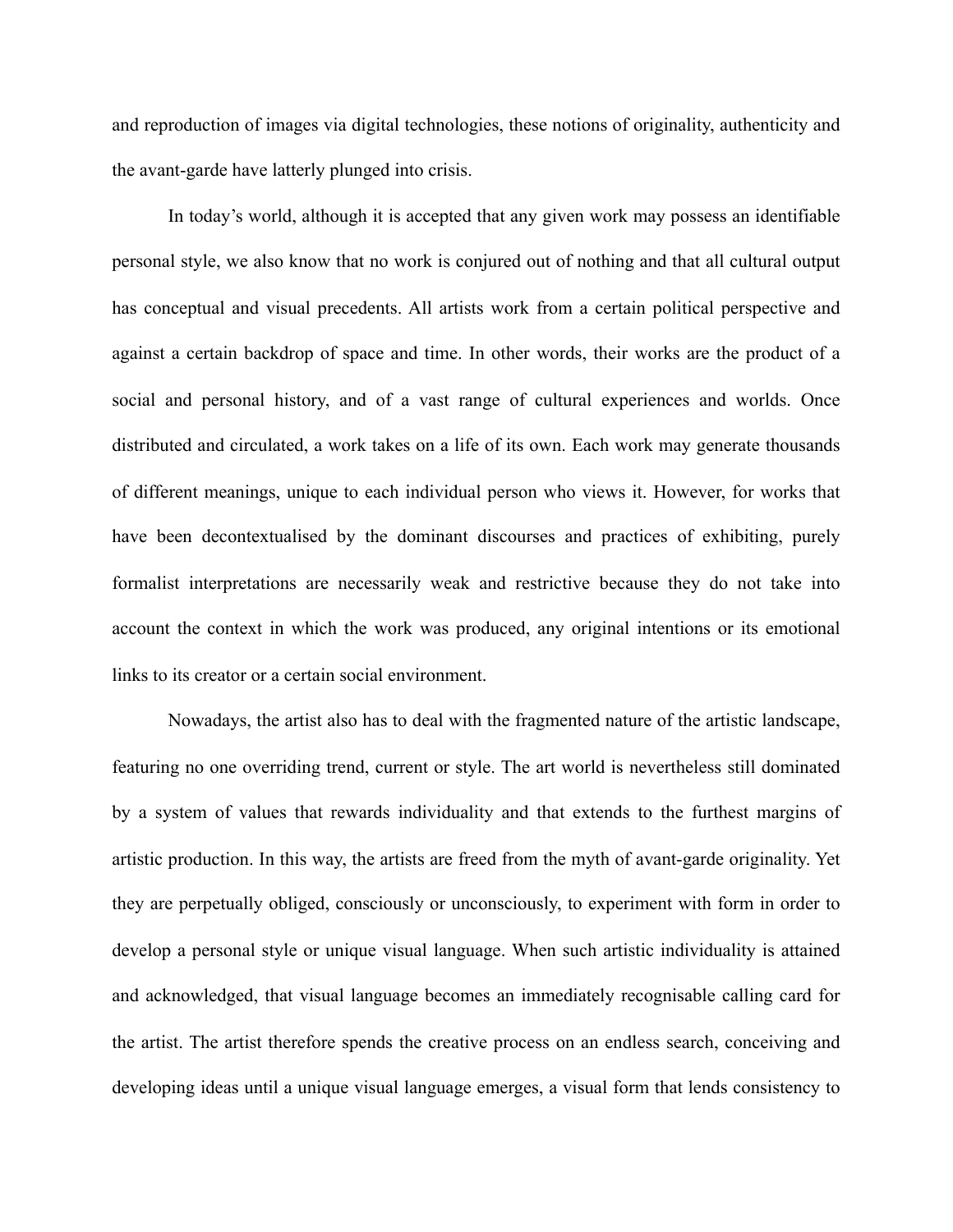and reproduction of images via digital technologies, these notions of originality, authenticity and the avant-garde have latterly plunged into crisis.

In today's world, although it is accepted that any given work may possess an identifiable personal style, we also know that no work is conjured out of nothing and that all cultural output has conceptual and visual precedents. All artists work from a certain political perspective and against a certain backdrop of space and time. In other words, their works are the product of a social and personal history, and of a vast range of cultural experiences and worlds. Once distributed and circulated, a work takes on a life of its own. Each work may generate thousands of different meanings, unique to each individual person who views it. However, for works that have been decontextualised by the dominant discourses and practices of exhibiting, purely formalist interpretations are necessarily weak and restrictive because they do not take into account the context in which the work was produced, any original intentions or its emotional links to its creator or a certain social environment.

Nowadays, the artist also has to deal with the fragmented nature of the artistic landscape, featuring no one overriding trend, current or style. The art world is nevertheless still dominated by a system of values that rewards individuality and that extends to the furthest margins of artistic production. In this way, the artists are freed from the myth of avant-garde originality. Yet they are perpetually obliged, consciously or unconsciously, to experiment with form in order to develop a personal style or unique visual language. When such artistic individuality is attained and acknowledged, that visual language becomes an immediately recognisable calling card for the artist. The artist therefore spends the creative process on an endless search, conceiving and developing ideas until a unique visual language emerges, a visual form that lends consistency to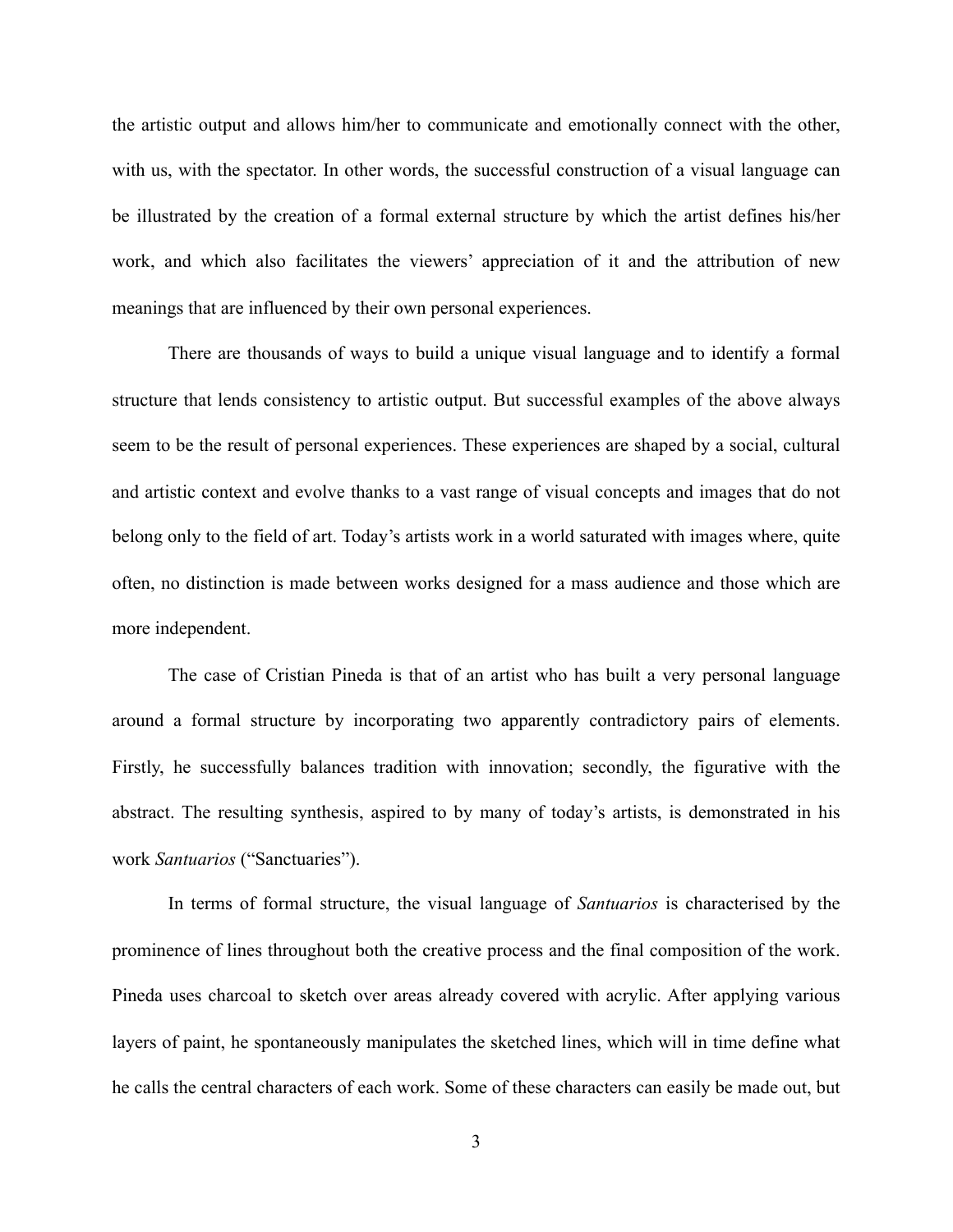the artistic output and allows him/her to communicate and emotionally connect with the other, with us, with the spectator. In other words, the successful construction of a visual language can be illustrated by the creation of a formal external structure by which the artist defines his/her work, and which also facilitates the viewers' appreciation of it and the attribution of new meanings that are influenced by their own personal experiences.

There are thousands of ways to build a unique visual language and to identify a formal structure that lends consistency to artistic output. But successful examples of the above always seem to be the result of personal experiences. These experiences are shaped by a social, cultural and artistic context and evolve thanks to a vast range of visual concepts and images that do not belong only to the field of art. Today's artists work in a world saturated with images where, quite often, no distinction is made between works designed for a mass audience and those which are more independent.

The case of Cristian Pineda is that of an artist who has built a very personal language around a formal structure by incorporating two apparently contradictory pairs of elements. Firstly, he successfully balances tradition with innovation; secondly, the figurative with the abstract. The resulting synthesis, aspired to by many of today's artists, is demonstrated in his work *Santuarios* ("Sanctuaries").

In terms of formal structure, the visual language of *Santuarios* is characterised by the prominence of lines throughout both the creative process and the final composition of the work. Pineda uses charcoal to sketch over areas already covered with acrylic. After applying various layers of paint, he spontaneously manipulates the sketched lines, which will in time define what he calls the central characters of each work. Some of these characters can easily be made out, but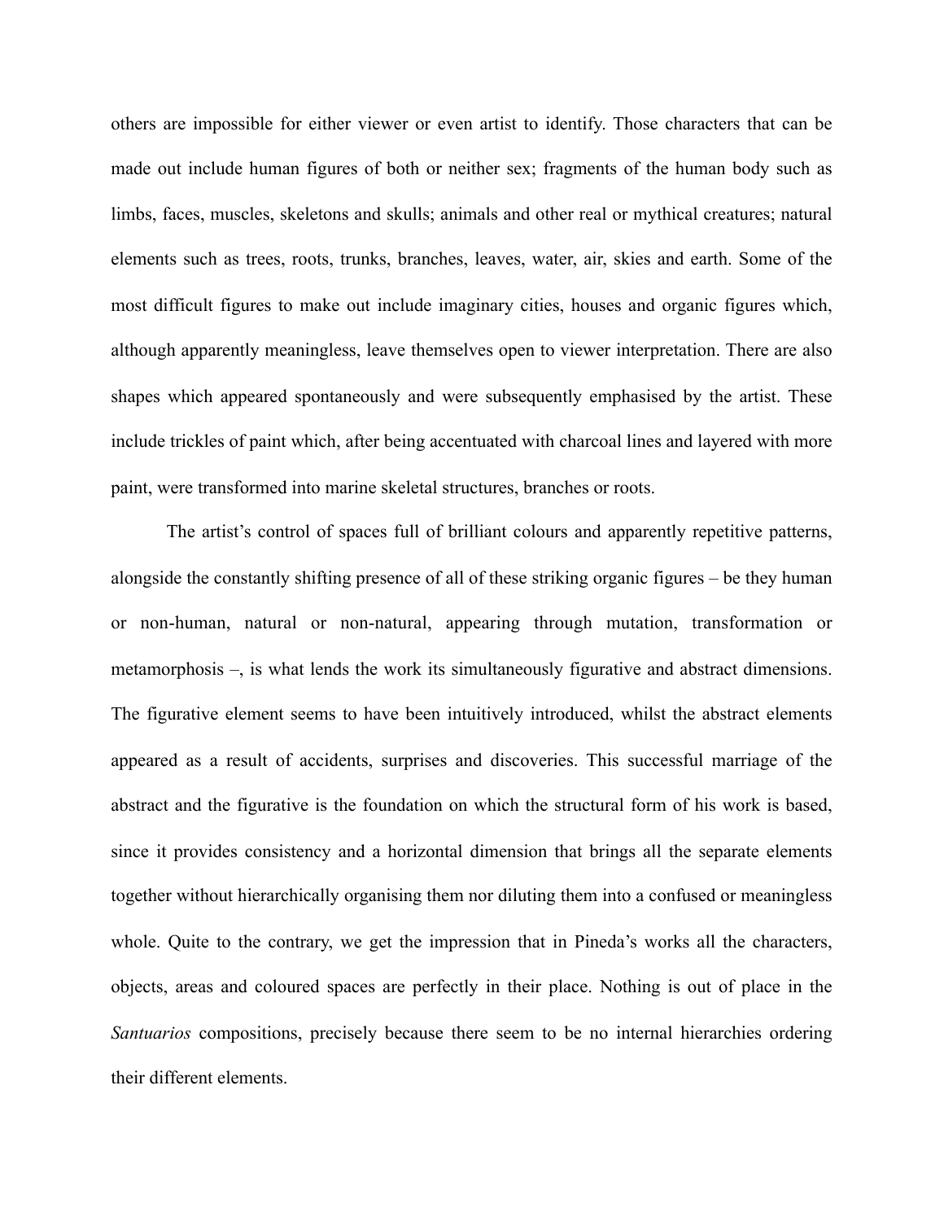others are impossible for either viewer or even artist to identify. Those characters that can be made out include human figures of both or neither sex; fragments of the human body such as limbs, faces, muscles, skeletons and skulls; animals and other real or mythical creatures; natural elements such as trees, roots, trunks, branches, leaves, water, air, skies and earth. Some of the most difficult figures to make out include imaginary cities, houses and organic figures which, although apparently meaningless, leave themselves open to viewer interpretation. There are also shapes which appeared spontaneously and were subsequently emphasised by the artist. These include trickles of paint which, after being accentuated with charcoal lines and layered with more paint, were transformed into marine skeletal structures, branches or roots.

The artist's control of spaces full of brilliant colours and apparently repetitive patterns, alongside the constantly shifting presence of all of these striking organic figures – be they human or non-human, natural or non-natural, appearing through mutation, transformation or metamorphosis –, is what lends the work its simultaneously figurative and abstract dimensions. The figurative element seems to have been intuitively introduced, whilst the abstract elements appeared as a result of accidents, surprises and discoveries. This successful marriage of the abstract and the figurative is the foundation on which the structural form of his work is based, since it provides consistency and a horizontal dimension that brings all the separate elements together without hierarchically organising them nor diluting them into a confused or meaningless whole. Quite to the contrary, we get the impression that in Pineda's works all the characters, objects, areas and coloured spaces are perfectly in their place. Nothing is out of place in the *Santuarios* compositions, precisely because there seem to be no internal hierarchies ordering their different elements.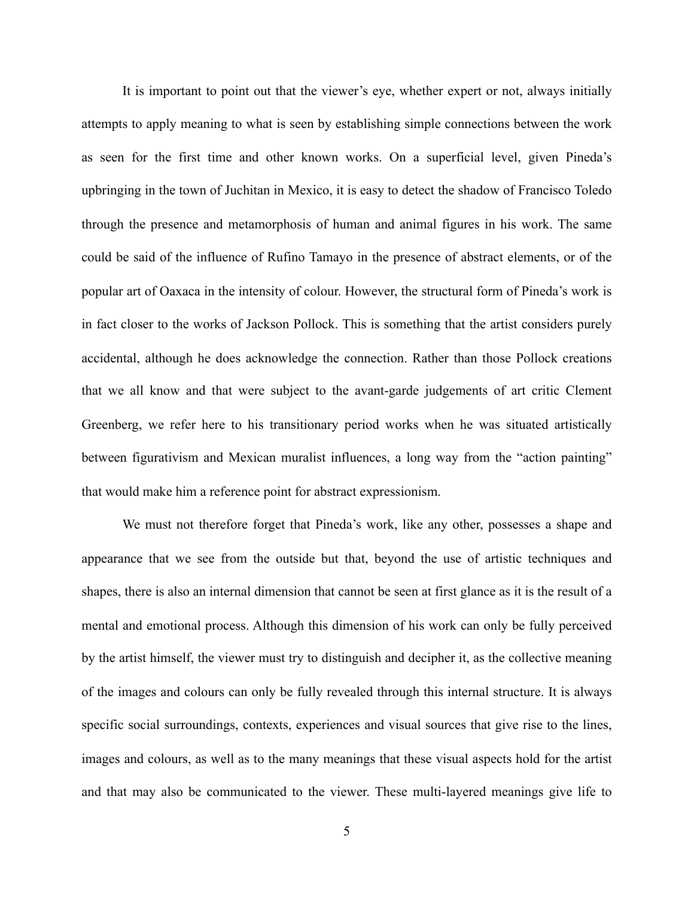It is important to point out that the viewer's eye, whether expert or not, always initially attempts to apply meaning to what is seen by establishing simple connections between the work as seen for the first time and other known works. On a superficial level, given Pineda's upbringing in the town of Juchitan in Mexico, it is easy to detect the shadow of Francisco Toledo through the presence and metamorphosis of human and animal figures in his work. The same could be said of the influence of Rufino Tamayo in the presence of abstract elements, or of the popular art of Oaxaca in the intensity of colour. However, the structural form of Pineda's work is in fact closer to the works of Jackson Pollock. This is something that the artist considers purely accidental, although he does acknowledge the connection. Rather than those Pollock creations that we all know and that were subject to the avant-garde judgements of art critic Clement Greenberg, we refer here to his transitionary period works when he was situated artistically between figurativism and Mexican muralist influences, a long way from the "action painting" that would make him a reference point for abstract expressionism.

We must not therefore forget that Pineda's work, like any other, possesses a shape and appearance that we see from the outside but that, beyond the use of artistic techniques and shapes, there is also an internal dimension that cannot be seen at first glance as it is the result of a mental and emotional process. Although this dimension of his work can only be fully perceived by the artist himself, the viewer must try to distinguish and decipher it, as the collective meaning of the images and colours can only be fully revealed through this internal structure. It is always specific social surroundings, contexts, experiences and visual sources that give rise to the lines, images and colours, as well as to the many meanings that these visual aspects hold for the artist and that may also be communicated to the viewer. These multi-layered meanings give life to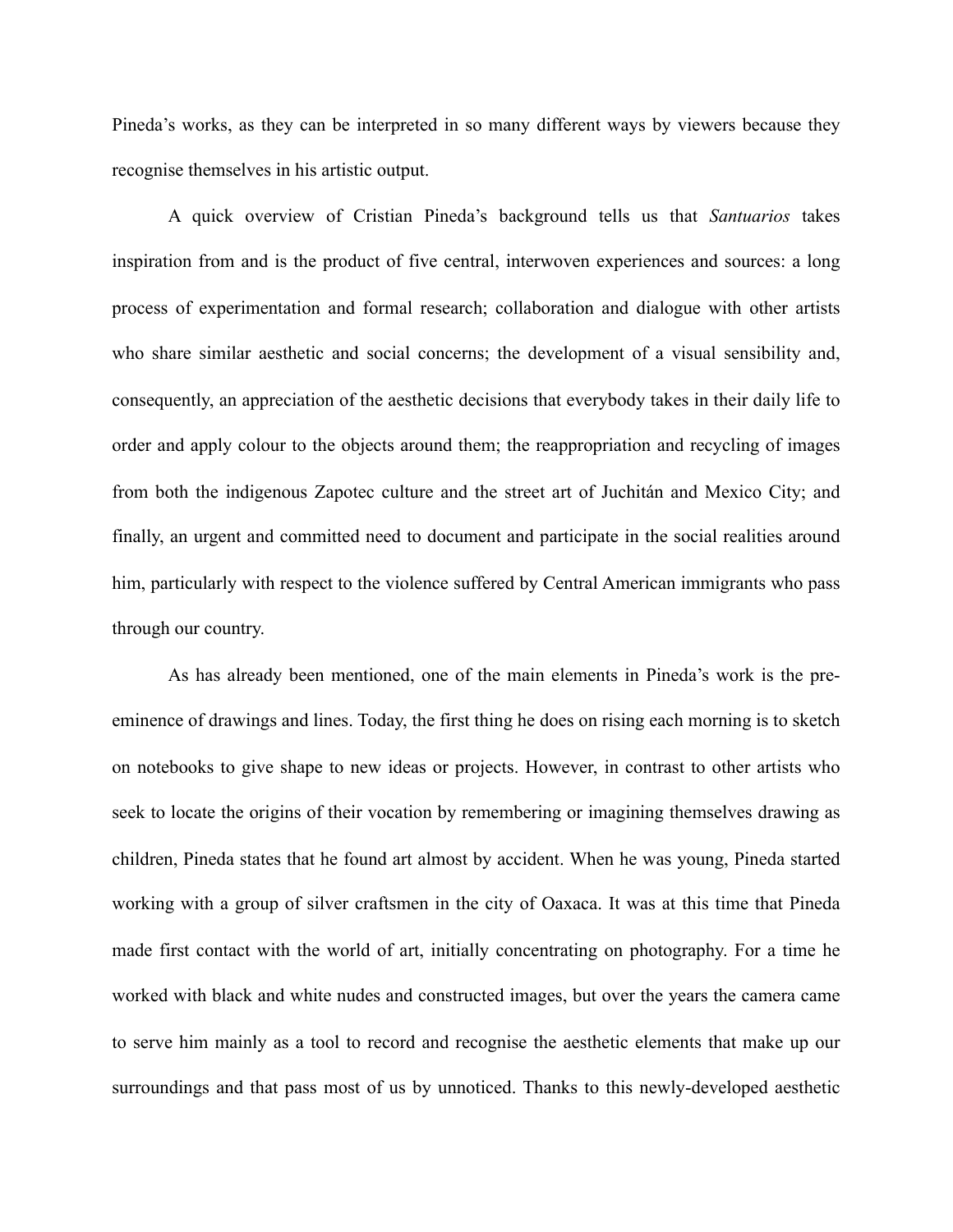Pineda's works, as they can be interpreted in so many different ways by viewers because they recognise themselves in his artistic output.

A quick overview of Cristian Pineda's background tells us that *Santuarios* takes inspiration from and is the product of five central, interwoven experiences and sources: a long process of experimentation and formal research; collaboration and dialogue with other artists who share similar aesthetic and social concerns; the development of a visual sensibility and, consequently, an appreciation of the aesthetic decisions that everybody takes in their daily life to order and apply colour to the objects around them; the reappropriation and recycling of images from both the indigenous Zapotec culture and the street art of Juchitán and Mexico City; and finally, an urgent and committed need to document and participate in the social realities around him, particularly with respect to the violence suffered by Central American immigrants who pass through our country.

As has already been mentioned, one of the main elements in Pineda's work is the pre-eminence of drawings and lines. Today, the first thing he does on rising each morning is to sketch on notebooks to give shape to new ideas or projects. However, in contrast to other artists who seek to locate the origins of their vocation by remembering or imagining themselves drawing as children, Pineda states that he found art almost by accident. When he was young, Pineda started working with a group of silver craftsmen in the city of Oaxaca. It was at this time that Pineda made first contact with the world of art, initially concentrating on photography. For a time he worked with black and white nudes and constructed images, but over the years the camera came to serve him mainly as a tool to record and recognise the aesthetic elements that make up our surroundings and that pass most of us by unnoticed. Thanks to this newly-developed aesthetic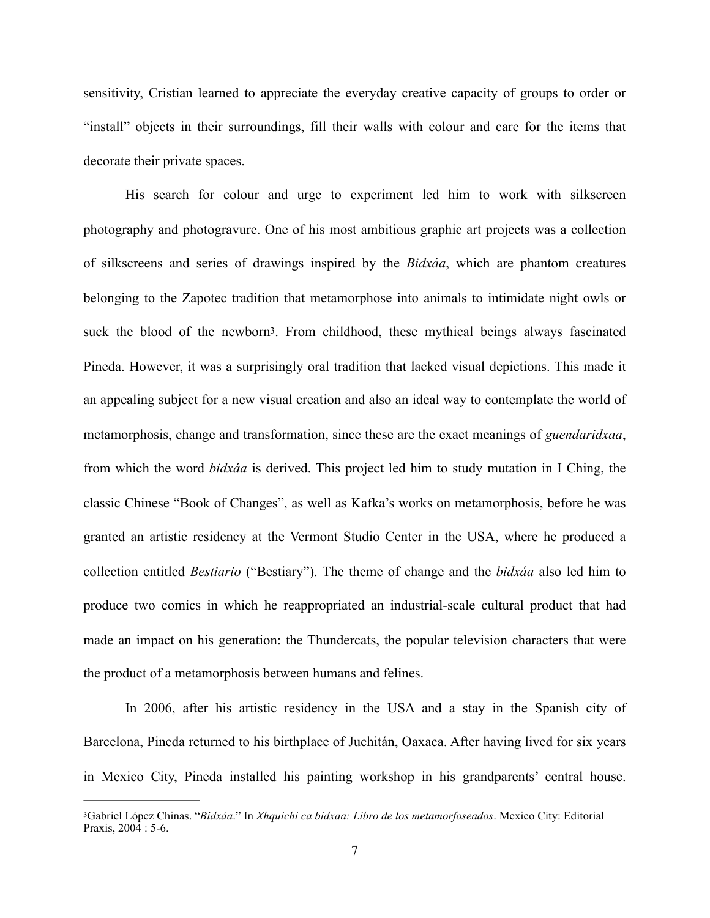sensitivity, Cristian learned to appreciate the everyday creative capacity of groups to order or "install" objects in their surroundings, fill their walls with colour and care for the items that decorate their private spaces.

His search for colour and urge to experiment led him to work with silkscreen photography and photogravure. One of his most ambitious graphic art projects was a collection of silkscreens and series of drawings inspired by the *Bidxáa*, which are phantom creatures belonging to the Zapotec tradition that metamorphose into animals to intimidate night owls or suck the blood of the newborn[3]. From childhood, these mythical beings always fascinated Pineda. However, it was a surprisingly oral tradition that lacked visual depictions. This made it an appealing subject for a new visual creation and also an ideal way to contemplate the world of metamorphosis, change and transformation, since these are the exact meanings of *guendaridxaa*, from which the word *bidxáa* is derived. This project led him to study mutation in I Ching, the classic Chinese "Book of Changes", as well as Kafka's works on metamorphosis, before he was granted an artistic residency at the Vermont Studio Center in the USA, where he produced a collection entitled *Bestiario* ("Bestiary"). The theme of change and the *bidxáa* also led him to produce two comics in which he reappropriated an industrial-scale cultural product that had made an impact on his generation: the Thundercats, the popular television characters that were the product of a metamorphosis between humans and felines.

In 2006, after his artistic residency in the USA and a stay in the Spanish city of Barcelona, Pineda returned to his birthplace of Juchitán, Oaxaca. After having lived for six years in Mexico City, Pineda installed his painting workshop in his grandparents' central house.

---

[3] Gabriel López Chinas. "*Bidxáa*." In *Xhquichi ca bidxaa: Libro de los metamorfoseados*. Mexico City: Editorial Praxis, 2004 : 5-6.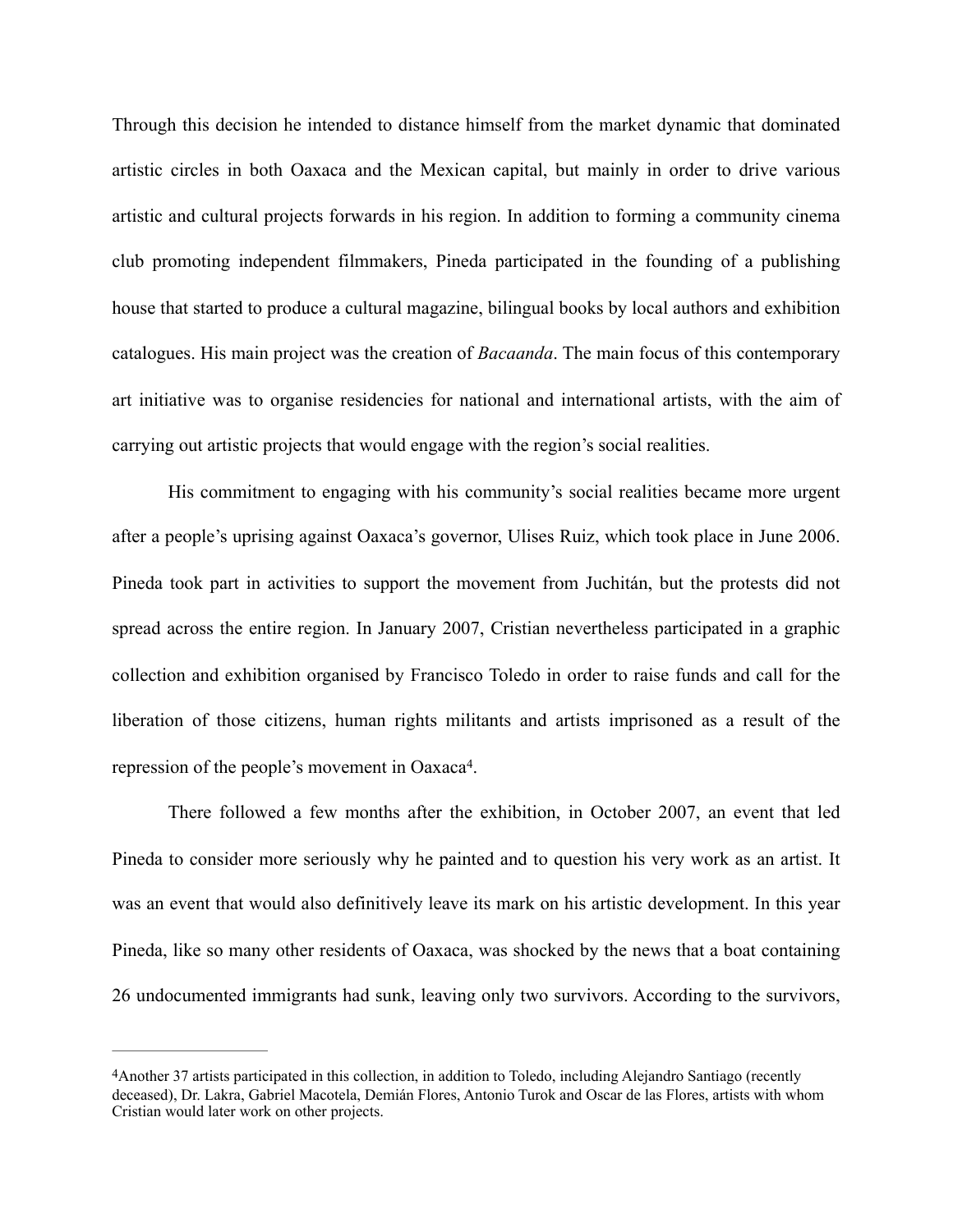Through this decision he intended to distance himself from the market dynamic that dominated artistic circles in both Oaxaca and the Mexican capital, but mainly in order to drive various artistic and cultural projects forwards in his region. In addition to forming a community cinema club promoting independent filmmakers, Pineda participated in the founding of a publishing house that started to produce a cultural magazine, bilingual books by local authors and exhibition catalogues. His main project was the creation of *Bacaanda*. The main focus of this contemporary art initiative was to organise residencies for national and international artists, with the aim of carrying out artistic projects that would engage with the region's social realities.

His commitment to engaging with his community's social realities became more urgent after a people's uprising against Oaxaca's governor, Ulises Ruiz, which took place in June 2006. Pineda took part in activities to support the movement from Juchitán, but the protests did not spread across the entire region. In January 2007, Cristian nevertheless participated in a graphic collection and exhibition organised by Francisco Toledo in order to raise funds and call for the liberation of those citizens, human rights militants and artists imprisoned as a result of the repression of the people's movement in Oaxaca[4].

There followed a few months after the exhibition, in October 2007, an event that led Pineda to consider more seriously why he painted and to question his very work as an artist. It was an event that would also definitively leave its mark on his artistic development. In this year Pineda, like so many other residents of Oaxaca, was shocked by the news that a boat containing 26 undocumented immigrants had sunk, leaving only two survivors. According to the survivors,

---

[4]Another 37 artists participated in this collection, in addition to Toledo, including Alejandro Santiago (recently deceased), Dr. Lakra, Gabriel Macotela, Demián Flores, Antonio Turok and Oscar de las Flores, artists with whom Cristian would later work on other projects.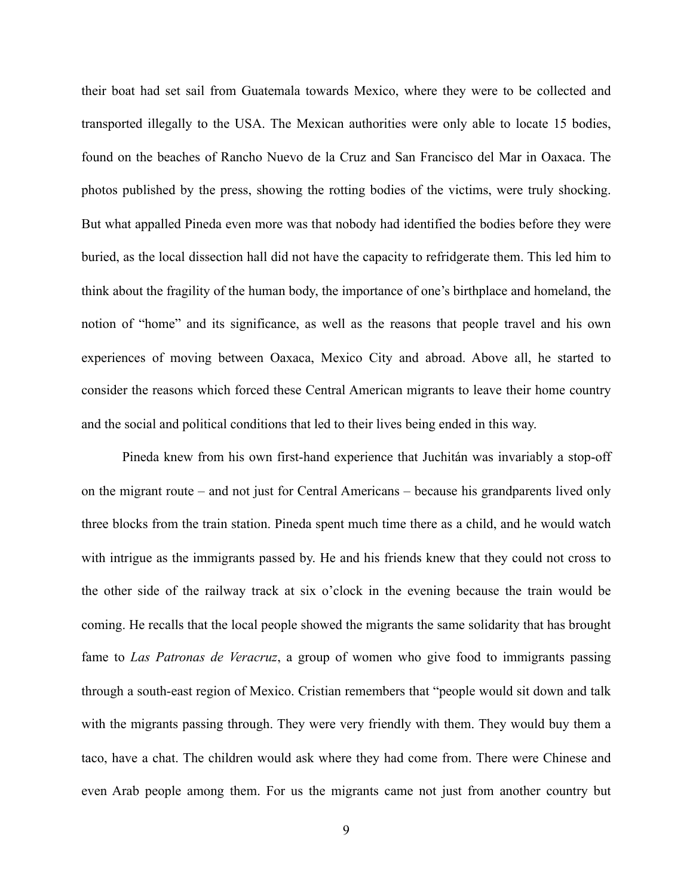their boat had set sail from Guatemala towards Mexico, where they were to be collected and transported illegally to the USA. The Mexican authorities were only able to locate 15 bodies, found on the beaches of Rancho Nuevo de la Cruz and San Francisco del Mar in Oaxaca. The photos published by the press, showing the rotting bodies of the victims, were truly shocking. But what appalled Pineda even more was that nobody had identified the bodies before they were buried, as the local dissection hall did not have the capacity to refridgerate them. This led him to think about the fragility of the human body, the importance of one's birthplace and homeland, the notion of "home" and its significance, as well as the reasons that people travel and his own experiences of moving between Oaxaca, Mexico City and abroad. Above all, he started to consider the reasons which forced these Central American migrants to leave their home country and the social and political conditions that led to their lives being ended in this way.

Pineda knew from his own first-hand experience that Juchitán was invariably a stop-off on the migrant route – and not just for Central Americans – because his grandparents lived only three blocks from the train station. Pineda spent much time there as a child, and he would watch with intrigue as the immigrants passed by. He and his friends knew that they could not cross to the other side of the railway track at six o'clock in the evening because the train would be coming. He recalls that the local people showed the migrants the same solidarity that has brought fame to *Las Patronas de Veracruz*, a group of women who give food to immigrants passing through a south-east region of Mexico. Cristian remembers that "people would sit down and talk with the migrants passing through. They were very friendly with them. They would buy them a taco, have a chat. The children would ask where they had come from. There were Chinese and even Arab people among them. For us the migrants came not just from another country but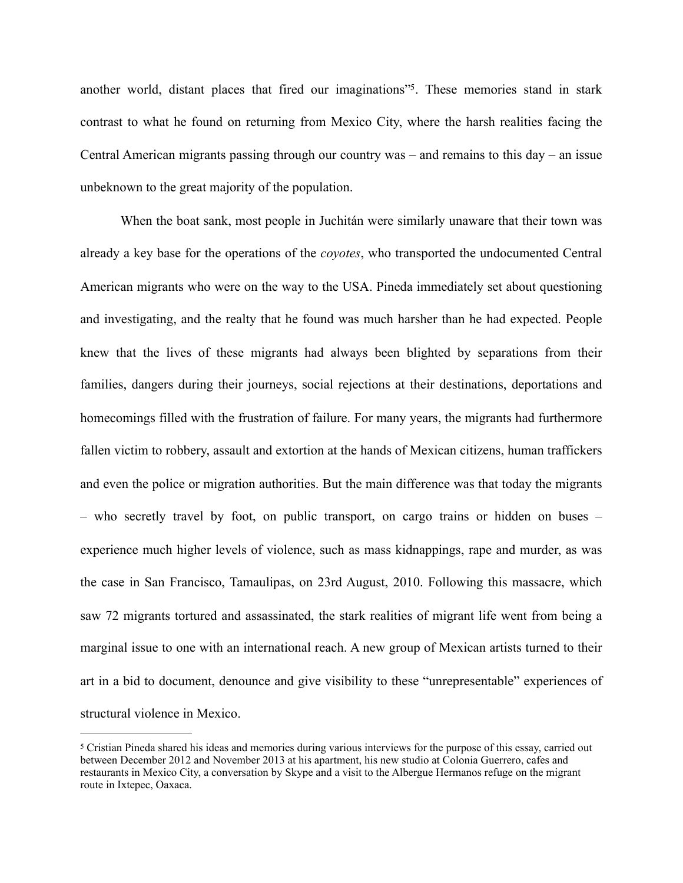another world, distant places that fired our imaginations"[5]. These memories stand in stark contrast to what he found on returning from Mexico City, where the harsh realities facing the Central American migrants passing through our country was – and remains to this day – an issue unbeknown to the great majority of the population.

When the boat sank, most people in Juchitán were similarly unaware that their town was already a key base for the operations of the *coyotes*, who transported the undocumented Central American migrants who were on the way to the USA. Pineda immediately set about questioning and investigating, and the realty that he found was much harsher than he had expected. People knew that the lives of these migrants had always been blighted by separations from their families, dangers during their journeys, social rejections at their destinations, deportations and homecomings filled with the frustration of failure. For many years, the migrants had furthermore fallen victim to robbery, assault and extortion at the hands of Mexican citizens, human traffickers and even the police or migration authorities. But the main difference was that today the migrants – who secretly travel by foot, on public transport, on cargo trains or hidden on buses – experience much higher levels of violence, such as mass kidnappings, rape and murder, as was the case in San Francisco, Tamaulipas, on 23rd August, 2010. Following this massacre, which saw 72 migrants tortured and assassinated, the stark realities of migrant life went from being a marginal issue to one with an international reach. A new group of Mexican artists turned to their art in a bid to document, denounce and give visibility to these "unrepresentable" experiences of structural violence in Mexico.

---

[5] Cristian Pineda shared his ideas and memories during various interviews for the purpose of this essay, carried out between December 2012 and November 2013 at his apartment, his new studio at Colonia Guerrero, cafes and restaurants in Mexico City, a conversation by Skype and a visit to the Albergue Hermanos refuge on the migrant route in Ixtepec, Oaxaca.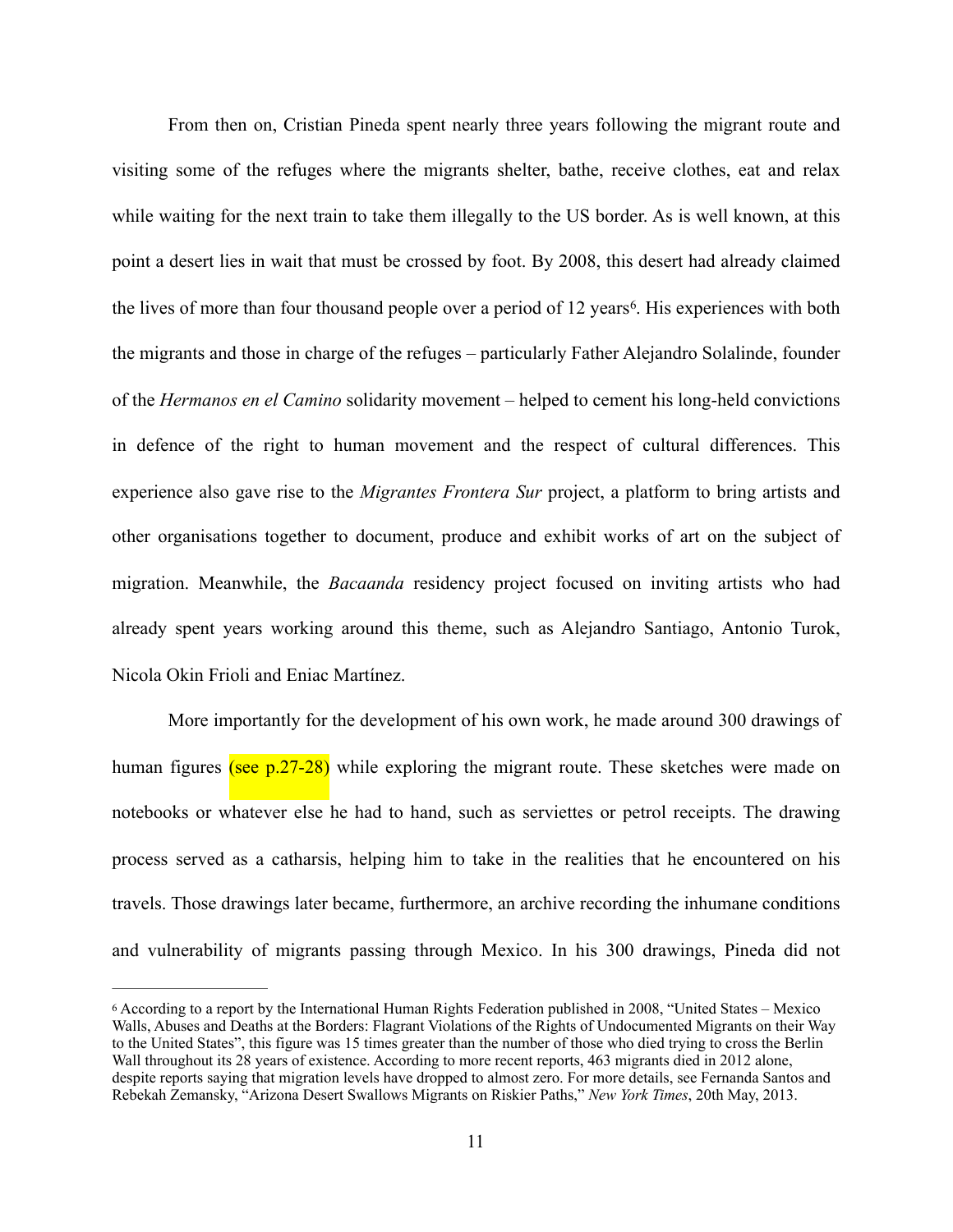From then on, Cristian Pineda spent nearly three years following the migrant route and visiting some of the refuges where the migrants shelter, bathe, receive clothes, eat and relax while waiting for the next train to take them illegally to the US border. As is well known, at this point a desert lies in wait that must be crossed by foot. By 2008, this desert had already claimed the lives of more than four thousand people over a period of 12 years[6]. His experiences with both the migrants and those in charge of the refuges – particularly Father Alejandro Solalinde, founder of the *Hermanos en el Camino* solidarity movement – helped to cement his long-held convictions in defence of the right to human movement and the respect of cultural differences. This experience also gave rise to the *Migrantes Frontera Sur* project, a platform to bring artists and other organisations together to document, produce and exhibit works of art on the subject of migration. Meanwhile, the *Bacaanda* residency project focused on inviting artists who had already spent years working around this theme, such as Alejandro Santiago, Antonio Turok, Nicola Okin Frioli and Eniac Martínez.

More importantly for the development of his own work, he made around 300 drawings of human figures (see p.27-28) while exploring the migrant route. These sketches were made on notebooks or whatever else he had to hand, such as serviettes or petrol receipts. The drawing process served as a catharsis, helping him to take in the realities that he encountered on his travels. Those drawings later became, furthermore, an archive recording the inhumane conditions and vulnerability of migrants passing through Mexico. In his 300 drawings, Pineda did not

---

[6] According to a report by the International Human Rights Federation published in 2008, "United States – Mexico Walls, Abuses and Deaths at the Borders: Flagrant Violations of the Rights of Undocumented Migrants on their Way to the United States", this figure was 15 times greater than the number of those who died trying to cross the Berlin Wall throughout its 28 years of existence. According to more recent reports, 463 migrants died in 2012 alone, despite reports saying that migration levels have dropped to almost zero. For more details, see Fernanda Santos and Rebekah Zemansky, "Arizona Desert Swallows Migrants on Riskier Paths," *New York Times*, 20th May, 2013.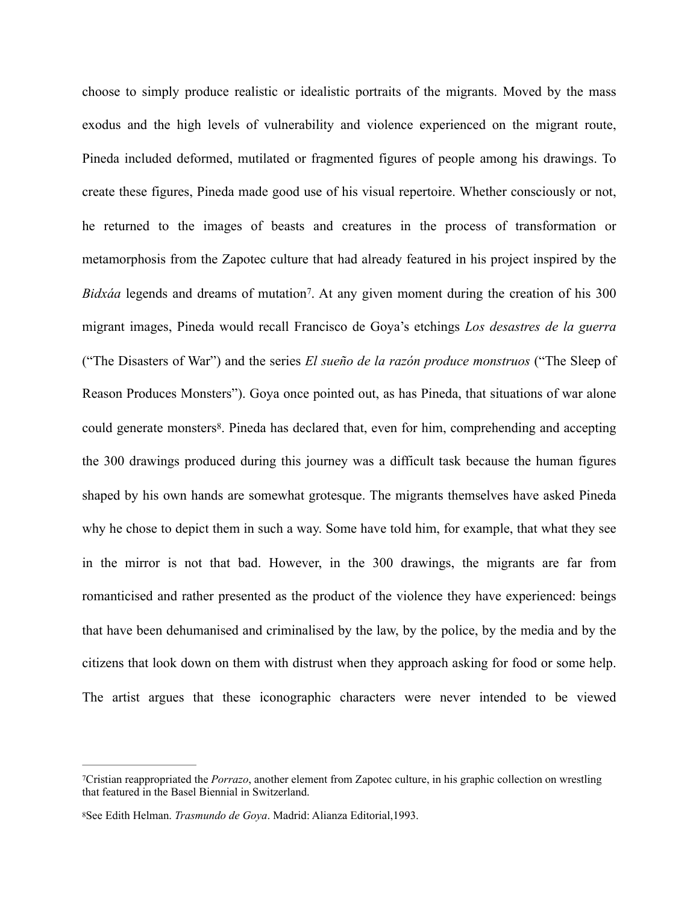choose to simply produce realistic or idealistic portraits of the migrants. Moved by the mass exodus and the high levels of vulnerability and violence experienced on the migrant route, Pineda included deformed, mutilated or fragmented figures of people among his drawings. To create these figures, Pineda made good use of his visual repertoire. Whether consciously or not, he returned to the images of beasts and creatures in the process of transformation or metamorphosis from the Zapotec culture that had already featured in his project inspired by the *Bidxáa* legends and dreams of mutation[7]. At any given moment during the creation of his 300 migrant images, Pineda would recall Francisco de Goya's etchings *Los desastres de la guerra* ("The Disasters of War") and the series *El sueño de la razón produce monstruos* ("The Sleep of Reason Produces Monsters"). Goya once pointed out, as has Pineda, that situations of war alone could generate monsters[8]. Pineda has declared that, even for him, comprehending and accepting the 300 drawings produced during this journey was a difficult task because the human figures shaped by his own hands are somewhat grotesque. The migrants themselves have asked Pineda why he chose to depict them in such a way. Some have told him, for example, that what they see in the mirror is not that bad. However, in the 300 drawings, the migrants are far from romanticised and rather presented as the product of the violence they have experienced: beings that have been dehumanised and criminalised by the law, by the police, by the media and by the citizens that look down on them with distrust when they approach asking for food or some help. The artist argues that these iconographic characters were never intended to be viewed

---

[7] Cristian reappropriated the *Porrazo*, another element from Zapotec culture, in his graphic collection on wrestling that featured in the Basel Biennial in Switzerland.

[8] See Edith Helman. *Trasmundo de Goya*. Madrid: Alianza Editorial,1993.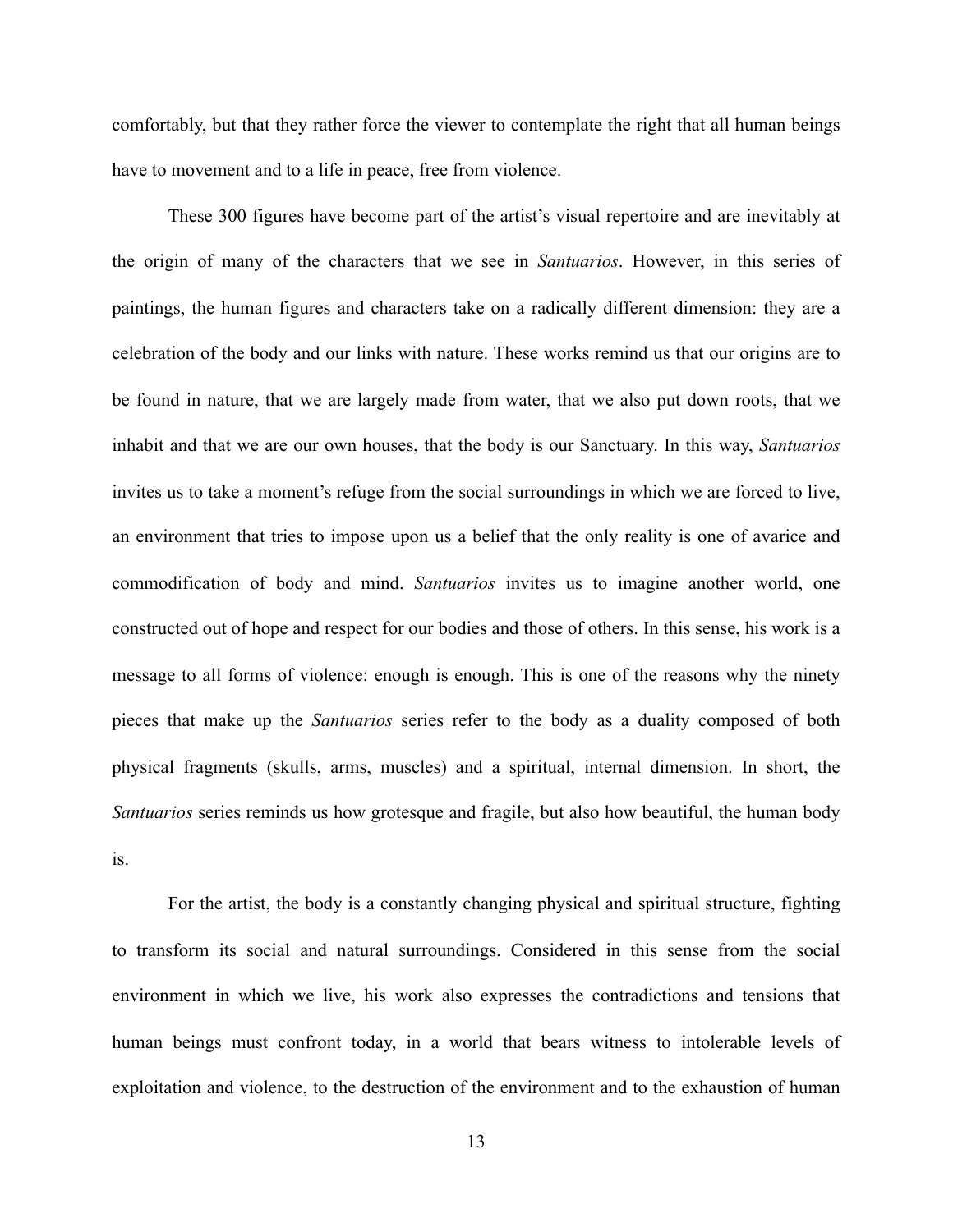comfortably, but that they rather force the viewer to contemplate the right that all human beings have to movement and to a life in peace, free from violence.

These 300 figures have become part of the artist's visual repertoire and are inevitably at the origin of many of the characters that we see in *Santuarios*. However, in this series of paintings, the human figures and characters take on a radically different dimension: they are a celebration of the body and our links with nature. These works remind us that our origins are to be found in nature, that we are largely made from water, that we also put down roots, that we inhabit and that we are our own houses, that the body is our Sanctuary. In this way, *Santuarios* invites us to take a moment's refuge from the social surroundings in which we are forced to live, an environment that tries to impose upon us a belief that the only reality is one of avarice and commodification of body and mind. *Santuarios* invites us to imagine another world, one constructed out of hope and respect for our bodies and those of others. In this sense, his work is a message to all forms of violence: enough is enough. This is one of the reasons why the ninety pieces that make up the *Santuarios* series refer to the body as a duality composed of both physical fragments (skulls, arms, muscles) and a spiritual, internal dimension. In short, the *Santuarios* series reminds us how grotesque and fragile, but also how beautiful, the human body is.

For the artist, the body is a constantly changing physical and spiritual structure, fighting to transform its social and natural surroundings. Considered in this sense from the social environment in which we live, his work also expresses the contradictions and tensions that human beings must confront today, in a world that bears witness to intolerable levels of exploitation and violence, to the destruction of the environment and to the exhaustion of human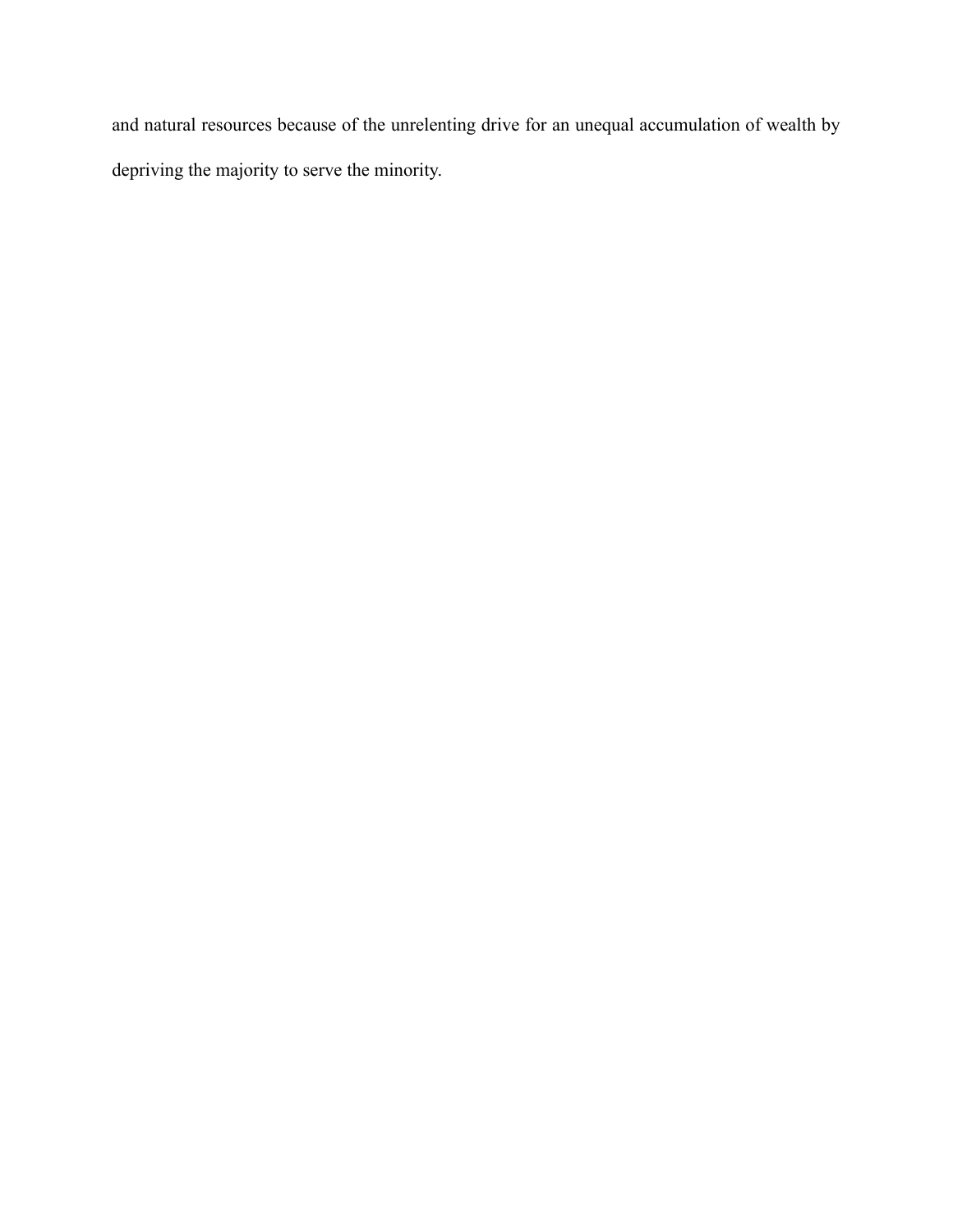and natural resources because of the unrelenting drive for an unequal accumulation of wealth by depriving the majority to serve the minority.